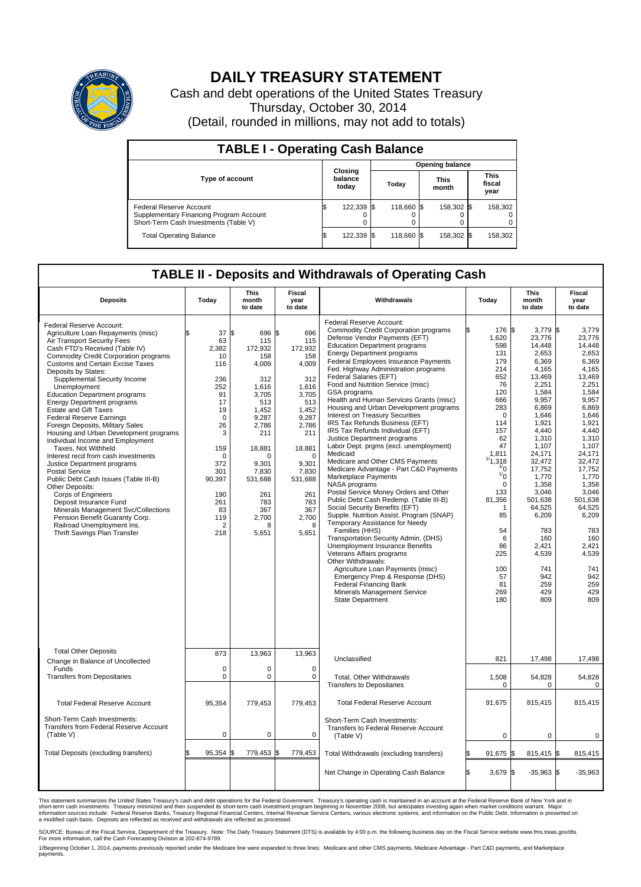# DAILY TREASURY STATEMENT

Cash and debt operations of the United States Treasury
Thursday, October 30, 2014
(Detail, rounded in millions, may not add to totals)

## TABLE I - Operating Cash Balance

| Type of account | Closing balance today | Opening balance Today | Opening balance This month | Opening balance This fiscal year |
|---|---|---|---|---|
| Federal Reserve Account | $ 122,339 | $ 118,660 | $ 158,302 | $ 158,302 |
| Supplementary Financing Program Account | 0 | 0 | 0 | 0 |
| Short-Term Cash Investments (Table V) | 0 | 0 | 0 | 0 |
| Total Operating Balance | $ 122,339 | $ 118,660 | $ 158,302 | $ 158,302 |

## TABLE II - Deposits and Withdrawals of Operating Cash

| Deposits | Today | This month to date | Fiscal year to date |
|---|---|---|---|
| Federal Reserve Account: | | | |
| Agriculture Loan Repayments (misc) | $ 37 | $ 696 | $ 696 |
| Air Transport Security Fees | 63 | 115 | 115 |
| Cash FTD's Received (Table IV) | 2,382 | 172,932 | 172,932 |
| Commodity Credit Corporation programs | 10 | 158 | 158 |
| Customs and Certain Excise Taxes | 116 | 4,009 | 4,009 |
| Deposits by States: | | | |
| Supplemental Security Income | 236 | 312 | 312 |
| Unemployment | 252 | 1,616 | 1,616 |
| Education Department programs | 91 | 3,705 | 3,705 |
| Energy Department programs | 17 | 513 | 513 |
| Estate and Gift Taxes | 19 | 1,452 | 1,452 |
| Federal Reserve Earnings | 0 | 9,287 | 9,287 |
| Foreign Deposits, Military Sales | 26 | 2,786 | 2,786 |
| Housing and Urban Development programs | 3 | 211 | 211 |
| Individual Income and Employment Taxes, Not Withheld | 159 | 18,881 | 18,881 |
| Interest recd from cash investments | 0 | 0 | 0 |
| Justice Department programs | 372 | 9,301 | 9,301 |
| Postal Service | 301 | 7,830 | 7,830 |
| Public Debt Cash Issues (Table III-B) | 90,397 | 531,688 | 531,688 |
| Other Deposits: | | | |
| Corps of Engineers | 190 | 261 | 261 |
| Deposit Insurance Fund | 261 | 783 | 783 |
| Minerals Management Svc/Collections | 83 | 367 | 367 |
| Pension Benefit Guaranty Corp. | 119 | 2,700 | 2,700 |
| Railroad Unemployment Ins. | 2 | 8 | 8 |
| Thrift Savings Plan Transfer | 218 | 5,651 | 5,651 |
| Total Other Deposits | 873 | 13,963 | 13,963 |
| Change in Balance of Uncollected Funds | 0 | 0 | 0 |
| Transfers from Depositaries | 0 | 0 | 0 |
| Total Federal Reserve Account | 95,354 | 779,453 | 779,453 |
| Short-Term Cash Investments: Transfers from Federal Reserve Account (Table V) | 0 | 0 | 0 |
| Total Deposits (excluding transfers) | $ 95,354 | $ 779,453 | $ 779,453 |

| Withdrawals | Today | This month to date | Fiscal year to date |
|---|---|---|---|
| Federal Reserve Account: | | | |
| Commodity Credit Corporation programs | $ 176 | $ 3,779 | $ 3,779 |
| Defense Vendor Payments (EFT) | 1,620 | 23,776 | 23,776 |
| Education Department programs | 598 | 14,448 | 14,448 |
| Energy Department programs | 131 | 2,653 | 2,653 |
| Federal Employees Insurance Payments | 179 | 6,369 | 6,369 |
| Fed. Highway Administration programs | 214 | 4,165 | 4,165 |
| Federal Salaries (EFT) | 652 | 13,469 | 13,469 |
| Food and Nutrition Service (misc) | 76 | 2,251 | 2,251 |
| GSA programs | 120 | 1,584 | 1,584 |
| Health and Human Services Grants (misc) | 666 | 9,957 | 9,957 |
| Housing and Urban Development programs | 283 | 6,869 | 6,869 |
| Interest on Treasury Securities | 0 | 1,646 | 1,646 |
| IRS Tax Refunds Business (EFT) | 114 | 1,921 | 1,921 |
| IRS Tax Refunds Individual (EFT) | 157 | 4,440 | 4,440 |
| Justice Department programs | 62 | 1,310 | 1,310 |
| Labor Dept. prgms (excl. unemployment) | 47 | 1,107 | 1,107 |
| Medicaid | 1,811 | 24,171 | 24,171 |
| Medicare and Other CMS Payments | [1]1,318 | 32,472 | 32,472 |
| Medicare Advantage - Part C&D Payments | [1]0 | 17,752 | 17,752 |
| Marketplace Payments | [1]0 | 1,770 | 1,770 |
| NASA programs | 0 | 1,358 | 1,358 |
| Postal Service Money Orders and Other | 133 | 3,046 | 3,046 |
| Public Debt Cash Redemp. (Table III-B) | 81,356 | 501,638 | 501,638 |
| Social Security Benefits (EFT) | 1 | 64,525 | 64,525 |
| Supple. Nutrition Assist. Program (SNAP) | 85 | 6,209 | 6,209 |
| Temporary Assistance for Needy Families (HHS) | 54 | 783 | 783 |
| Transportation Security Admin. (DHS) | 6 | 160 | 160 |
| Unemployment Insurance Benefits | 86 | 2,421 | 2,421 |
| Veterans Affairs programs | 225 | 4,539 | 4,539 |
| Other Withdrawals: | | | |
| Agriculture Loan Payments (misc) | 100 | 741 | 741 |
| Emergency Prep & Response (DHS) | 57 | 942 | 942 |
| Federal Financing Bank | 81 | 259 | 259 |
| Minerals Management Service | 269 | 429 | 429 |
| State Department | 180 | 809 | 809 |
| Unclassified | 821 | 17,498 | 17,498 |
| Total, Other Withdrawals | 1,508 | 54,828 | 54,828 |
| Transfers to Depositaries | 0 | 0 | 0 |
| Total Federal Reserve Account | 91,675 | 815,415 | 815,415 |
| Short-Term Cash Investments: Transfers to Federal Reserve Account (Table V) | 0 | 0 | 0 |
| Total Withdrawals (excluding transfers) | $ 91,675 | $ 815,415 | $ 815,415 |
| Net Change in Operating Cash Balance | $ 3,679 | $ -35,963 | $ -35,963 |

This statement summarizes the United States Treasury's cash and debt operations for the Federal Government. Treasury's operating cash is maintained in an account at the Federal Reserve Bank of New York and in short-term cash investments. Treasury minimized and then suspended its short-term cash investment program beginning in November 2008, but anticipates investing again when market conditions warrant. Major information sources include: Federal Reserve Banks, Treasury Regional Financial Centers, Internal Revenue Service Centers, various electronic systems, and information on the Public Debt. Information is presented on a modified cash basis. Deposits are reflected as received and withdrawals are reflected as processed.

SOURCE: Bureau of the Fiscal Service, Department of the Treasury. Note: The Daily Treasury Statement (DTS) is available by 4:00 p.m. the following business day on the Fiscal Service website www.fms.treas.gov/dts. For more information, call the Cash Forecasting Division at 202-874-9789.

1/Beginning October 1, 2014, payments previously reported under the Medicare line were expanded to three lines: Medicare and other CMS payments, Medicare Advantage - Part C&D payments, and Marketplace payments.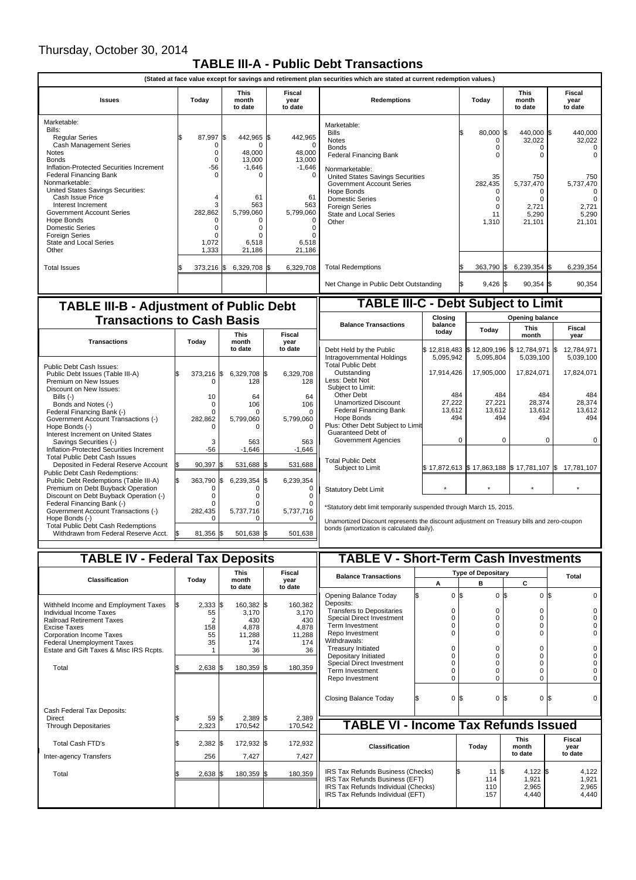Thursday, October 30, 2014

# TABLE III-A - Public Debt Transactions

(Stated at face value except for savings and retirement plan securities which are stated at current redemption values.)

| Issues | Today | This month to date | Fiscal year to date |
|---|---|---|---|
| Marketable: | | | |
| Bills: | | | |
| Regular Series | $ 87,997 | $ 442,965 | $ 442,965 |
| Cash Management Series | 0 | 0 | 0 |
| Notes | 0 | 48,000 | 48,000 |
| Bonds | 0 | 13,000 | 13,000 |
| Inflation-Protected Securities Increment | -56 | -1,646 | -1,646 |
| Federal Financing Bank | 0 | 0 | 0 |
| Nonmarketable: | | | |
| United States Savings Securities: | | | |
| Cash Issue Price | 4 | 61 | 61 |
| Interest Increment | 3 | 563 | 563 |
| Government Account Series | 282,862 | 5,799,060 | 5,799,060 |
| Hope Bonds | 0 | 0 | 0 |
| Domestic Series | 0 | 0 | 0 |
| Foreign Series | 0 | 0 | 0 |
| State and Local Series | 1,072 | 6,518 | 6,518 |
| Other | 1,333 | 21,186 | 21,186 |
| Total Issues | $ 373,216 | $ 6,329,708 | $ 6,329,708 |

| Redemptions | Today | This month to date | Fiscal year to date |
|---|---|---|---|
| Marketable: | | | |
| Bills | $ 80,000 | $ 440,000 | $ 440,000 |
| Notes | 0 | 32,022 | 32,022 |
| Bonds | 0 | 0 | 0 |
| Federal Financing Bank | 0 | 0 | 0 |
| Nonmarketable: | | | |
| United States Savings Securities | 35 | 750 | 750 |
| Government Account Series | 282,435 | 5,737,470 | 5,737,470 |
| Hope Bonds | 0 | 0 | 0 |
| Domestic Series | 0 | 0 | 0 |
| Foreign Series | 0 | 2,721 | 2,721 |
| State and Local Series | 11 | 5,290 | 5,290 |
| Other | 1,310 | 21,101 | 21,101 |
| Total Redemptions | $ 363,790 | $ 6,239,354 | $ 6,239,354 |
| Net Change in Public Debt Outstanding | $ 9,426 | $ 90,354 | $ 90,354 |

# TABLE III-B - Adjustment of Public Debt Transactions to Cash Basis

| Transactions | Today | This month to date | Fiscal year to date |
|---|---|---|---|
| Public Debt Cash Issues: | | | |
| Public Debt Issues (Table III-A) | $ 373,216 | $ 6,329,708 | $ 6,329,708 |
| Premium on New Issues | 0 | 128 | 128 |
| Discount on New Issues: | | | |
| Bills (-) | 10 | 64 | 64 |
| Bonds and Notes (-) | 0 | 106 | 106 |
| Federal Financing Bank (-) | 0 | 0 | 0 |
| Government Account Transactions (-) | 282,862 | 5,799,060 | 5,799,060 |
| Hope Bonds (-) | 0 | 0 | 0 |
| Interest Increment on United States Savings Securities (-) | 3 | 563 | 563 |
| Inflation-Protected Securities Increment | -56 | -1,646 | -1,646 |
| Total Public Debt Cash Issues Deposited in Federal Reserve Account | $ 90,397 | $ 531,688 | $ 531,688 |
| Public Debt Cash Redemptions: | | | |
| Public Debt Redemptions (Table III-A) | $ 363,790 | $ 6,239,354 | $ 6,239,354 |
| Premium on Debt Buyback Operation | 0 | 0 | 0 |
| Discount on Debt Buyback Operation (-) | 0 | 0 | 0 |
| Federal Financing Bank (-) | 0 | 0 | 0 |
| Government Account Transactions (-) | 282,435 | 5,737,716 | 5,737,716 |
| Hope Bonds (-) | 0 | 0 | 0 |
| Total Public Debt Cash Redemptions Withdrawn from Federal Reserve Acct. | $ 81,356 | $ 501,638 | $ 501,638 |

# TABLE III-C - Debt Subject to Limit

| Balance Transactions | Closing balance today | Opening balance Today | Opening balance This month | Opening balance Fiscal year |
|---|---|---|---|---|
| Debt Held by the Public | $ 12,818,483 | $ 12,809,196 | $ 12,784,971 | $ 12,784,971 |
| Intragovernmental Holdings | 5,095,942 | 5,095,804 | 5,039,100 | 5,039,100 |
| Total Public Debt Outstanding | 17,914,426 | 17,905,000 | 17,824,071 | 17,824,071 |
| Less: Debt Not Subject to Limit: | | | | |
| Other Debt | 484 | 484 | 484 | 484 |
| Unamortized Discount | 27,222 | 27,221 | 28,374 | 28,374 |
| Federal Financing Bank | 13,612 | 13,612 | 13,612 | 13,612 |
| Hope Bonds | 494 | 494 | 494 | 494 |
| Plus: Other Debt Subject to Limit | | | | |
| Guaranteed Debt of Government Agencies | 0 | 0 | 0 | 0 |
| Total Public Debt Subject to Limit | $ 17,872,613 | $ 17,863,188 | $ 17,781,107 | $ 17,781,107 |
| Statutory Debt Limit | * | * | * | * |

*Statutory debt limit temporarily suspended through March 15, 2015.

Unamortized Discount represents the discount adjustment on Treasury bills and zero-coupon bonds (amortization is calculated daily).

# TABLE IV - Federal Tax Deposits

| Classification | Today | This month to date | Fiscal year to date |
|---|---|---|---|
| Withheld Income and Employment Taxes | $ 2,333 | $ 160,382 | $ 160,382 |
| Individual Income Taxes | 55 | 3,170 | 3,170 |
| Railroad Retirement Taxes | 2 | 430 | 430 |
| Excise Taxes | 158 | 4,878 | 4,878 |
| Corporation Income Taxes | 55 | 11,288 | 11,288 |
| Federal Unemployment Taxes | 35 | 174 | 174 |
| Estate and Gift Taxes & Misc IRS Rcpts. | 1 | 36 | 36 |
| Total | $ 2,638 | $ 180,359 | $ 180,359 |
| Cash Federal Tax Deposits: | | | |
| Direct | $ 59 | $ 2,389 | $ 2,389 |
| Through Depositaries | 2,323 | 170,542 | 170,542 |
| Total Cash FTD's | $ 2,382 | $ 172,932 | $ 172,932 |
| Inter-agency Transfers | 256 | 7,427 | 7,427 |
| Total | $ 2,638 | $ 180,359 | $ 180,359 |

# TABLE V - Short-Term Cash Investments

| Balance Transactions | Type of Depositary A | Type of Depositary B | Type of Depositary C | Total |
|---|---|---|---|---|
| Opening Balance Today | $ 0 | $ 0 | $ 0 | $ 0 |
| Deposits: | | | | |
| Transfers to Depositaries | 0 | 0 | 0 | 0 |
| Special Direct Investment | 0 | 0 | 0 | 0 |
| Term Investment | 0 | 0 | 0 | 0 |
| Repo Investment | 0 | 0 | 0 | 0 |
| Withdrawals: | | | | |
| Treasury Initiated | 0 | 0 | 0 | 0 |
| Depositary Initiated | 0 | 0 | 0 | 0 |
| Special Direct Investment | 0 | 0 | 0 | 0 |
| Term Investment | 0 | 0 | 0 | 0 |
| Repo Investment | 0 | 0 | 0 | 0 |
| Closing Balance Today | $ 0 | $ 0 | $ 0 | $ 0 |

# TABLE VI - Income Tax Refunds Issued

| Classification | Today | This month to date | Fiscal year to date |
|---|---|---|---|
| IRS Tax Refunds Business (Checks) | $ 11 | $ 4,122 | $ 4,122 |
| IRS Tax Refunds Business (EFT) | 114 | 1,921 | 1,921 |
| IRS Tax Refunds Individual (Checks) | 110 | 2,965 | 2,965 |
| IRS Tax Refunds Individual (EFT) | 157 | 4,440 | 4,440 |